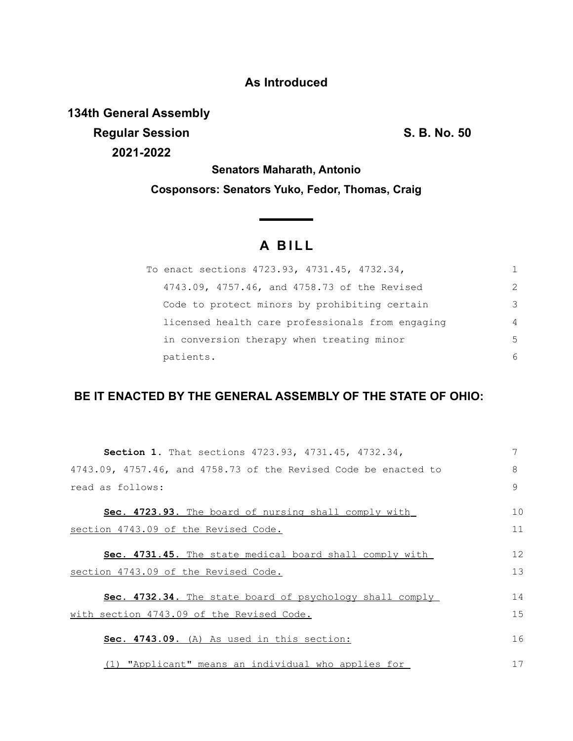**As Introduced**

**134th General Assembly**
**Regular Session**
**2021-2022**

**S. B. No. 50**

**Senators Maharath, Antonio**

**Cosponsors: Senators Yuko, Fedor, Thomas, Craig**

# A BILL

To enact sections 4723.93, 4731.45, 4732.34, 4743.09, 4757.46, and 4758.73 of the Revised Code to protect minors by prohibiting certain licensed health care professionals from engaging in conversion therapy when treating minor patients.

**BE IT ENACTED BY THE GENERAL ASSEMBLY OF THE STATE OF OHIO:**

**Section 1.** That sections 4723.93, 4731.45, 4732.34, 4743.09, 4757.46, and 4758.73 of the Revised Code be enacted to read as follows:

**Sec. 4723.93.** The board of nursing shall comply with section 4743.09 of the Revised Code.

**Sec. 4731.45.** The state medical board shall comply with section 4743.09 of the Revised Code.

**Sec. 4732.34.** The state board of psychology shall comply with section 4743.09 of the Revised Code.

**Sec. 4743.09.** (A) As used in this section:

(1) "Applicant" means an individual who applies for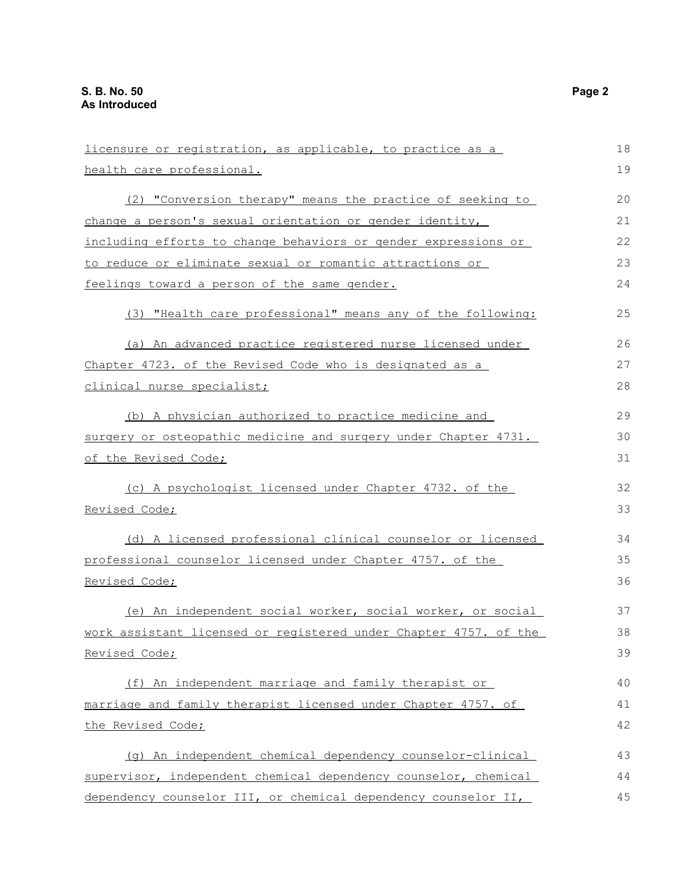licensure or registration, as applicable, to practice as a health care professional.

(2) "Conversion therapy" means the practice of seeking to change a person's sexual orientation or gender identity, including efforts to change behaviors or gender expressions or to reduce or eliminate sexual or romantic attractions or feelings toward a person of the same gender.

(3) "Health care professional" means any of the following:

(a) An advanced practice registered nurse licensed under Chapter 4723. of the Revised Code who is designated as a clinical nurse specialist;

(b) A physician authorized to practice medicine and surgery or osteopathic medicine and surgery under Chapter 4731. of the Revised Code;

(c) A psychologist licensed under Chapter 4732. of the Revised Code;

(d) A licensed professional clinical counselor or licensed professional counselor licensed under Chapter 4757. of the Revised Code;

(e) An independent social worker, social worker, or social work assistant licensed or registered under Chapter 4757. of the Revised Code;

(f) An independent marriage and family therapist or marriage and family therapist licensed under Chapter 4757. of the Revised Code;

(g) An independent chemical dependency counselor-clinical supervisor, independent chemical dependency counselor, chemical dependency counselor III, or chemical dependency counselor II,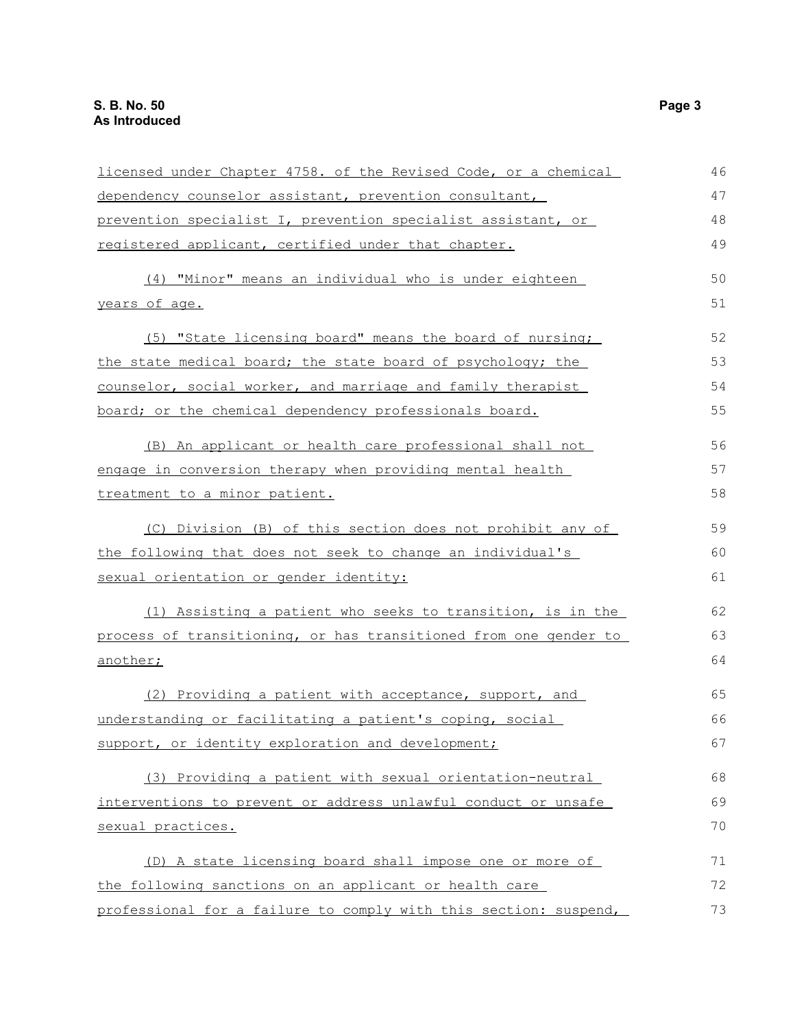licensed under Chapter 4758. of the Revised Code, or a chemical dependency counselor assistant, prevention consultant, prevention specialist I, prevention specialist assistant, or registered applicant, certified under that chapter.

(4) "Minor" means an individual who is under eighteen years of age.

(5) "State licensing board" means the board of nursing; the state medical board; the state board of psychology; the counselor, social worker, and marriage and family therapist board; or the chemical dependency professionals board.

(B) An applicant or health care professional shall not engage in conversion therapy when providing mental health treatment to a minor patient.

(C) Division (B) of this section does not prohibit any of the following that does not seek to change an individual's sexual orientation or gender identity:

(1) Assisting a patient who seeks to transition, is in the process of transitioning, or has transitioned from one gender to another;

(2) Providing a patient with acceptance, support, and understanding or facilitating a patient's coping, social support, or identity exploration and development;

(3) Providing a patient with sexual orientation-neutral interventions to prevent or address unlawful conduct or unsafe sexual practices.

(D) A state licensing board shall impose one or more of the following sanctions on an applicant or health care professional for a failure to comply with this section: suspend,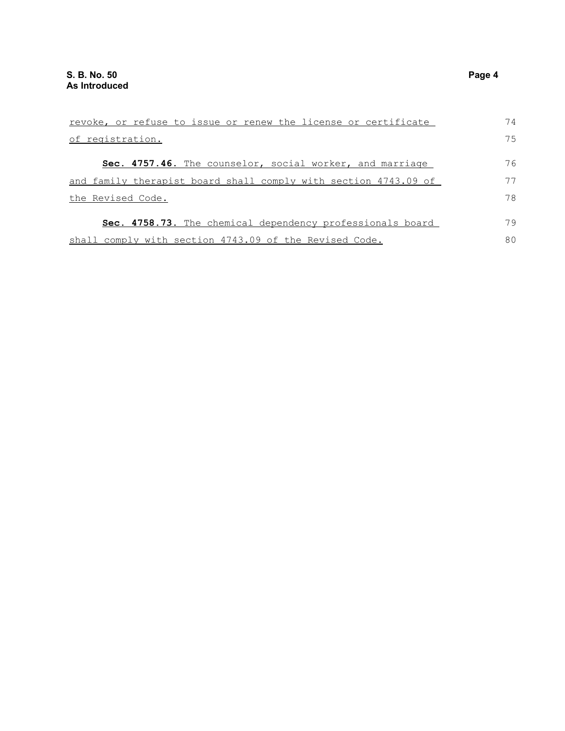revoke, or refuse to issue or renew the license or certificate of registration.

**Sec. 4757.46.** The counselor, social worker, and marriage and family therapist board shall comply with section 4743.09 of the Revised Code.

**Sec. 4758.73.** The chemical dependency professionals board shall comply with section 4743.09 of the Revised Code.